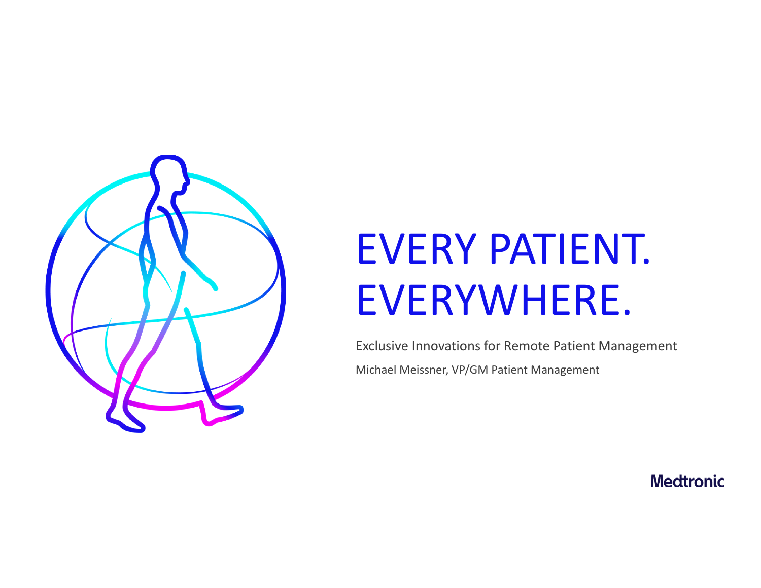# EVERY PATIENT. EVERYWHERE.

Exclusive Innovations for Remote Patient Management

Michael Meissner, VP/GM Patient Management

Medtronic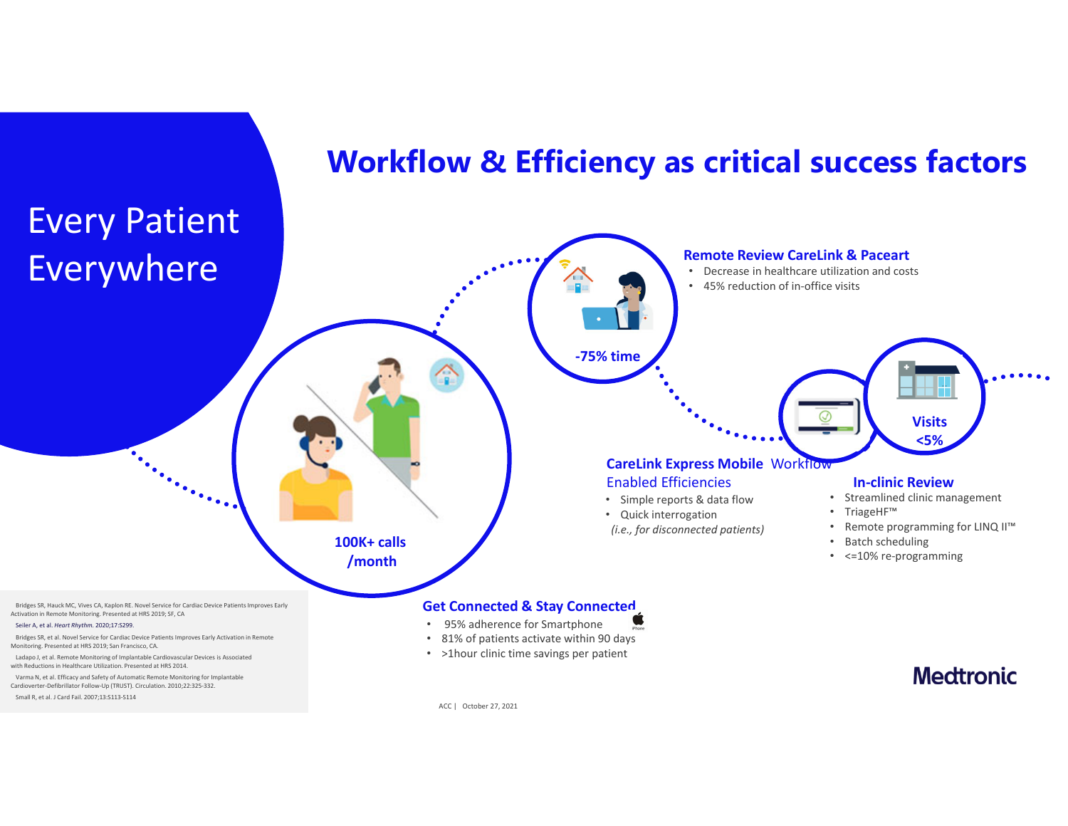# Workflow & Efficiency as critical success factors

## Every Patient Everywhere

100K+ calls /month

-75% time

Visits <5%

### Remote Review CareLink & Paceart

- Decrease in healthcare utilization and costs
- 45% reduction of in-office visits

### CareLink Express Mobile Workflow Enabled Efficiencies

- Simple reports & data flow
- Quick interrogation

*(i.e., for disconnected patients)*

### In-clinic Review

- Streamlined clinic management
- TriageHF™
- Remote programming for LINQ II™
- Batch scheduling
- <=10% re-programming

### Get Connected & Stay Connected

- 95% adherence for Smartphone
- 81% of patients activate within 90 days
- >1hour clinic time savings per patient

Bridges SR, Hauck MC, Vives CA, Kaplon RE. Novel Service for Cardiac Device Patients Improves Early Activation in Remote Monitoring. Presented at HRS 2019; SF, CA

Seiler A, et al. *Heart Rhythm*. 2020;17:S299.

Bridges SR, et al. Novel Service for Cardiac Device Patients Improves Early Activation in Remote Monitoring. Presented at HRS 2019; San Francisco, CA.

Ladapo J, et al. Remote Monitoring of Implantable Cardiovascular Devices is Associated with Reductions in Healthcare Utilization. Presented at HRS 2014.

Varma N, et al. Efficacy and Safety of Automatic Remote Monitoring for Implantable Cardioverter-Defibrillator Follow-Up (TRUST). Circulation. 2010;22:325-332.

Small R, et al. J Card Fail. 2007;13:S113-S114

ACC | October 27, 2021

Medtronic